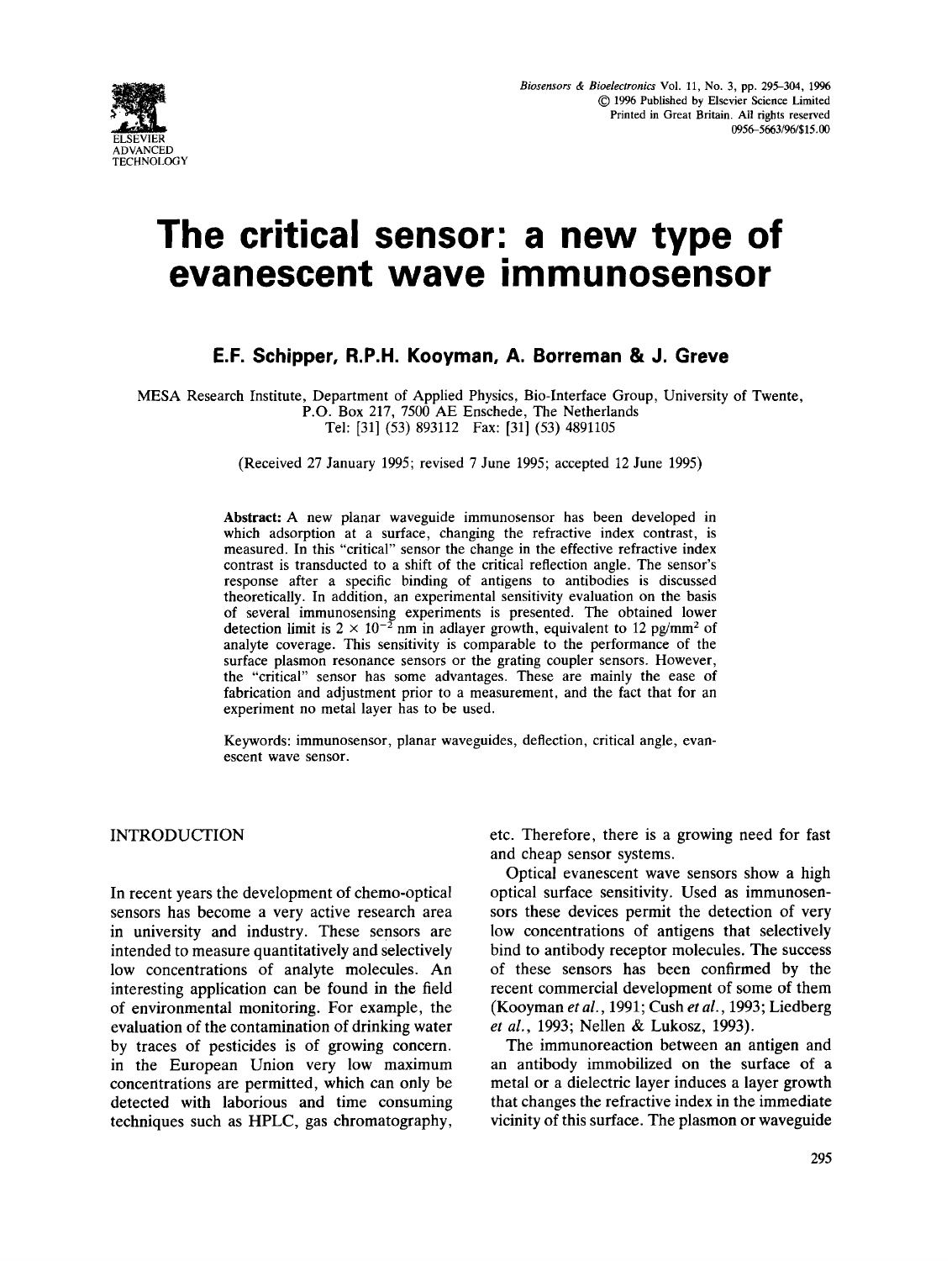# The critical sensor: a new type of evanescent wave immunosensor

**E.F. Schipper, R.P.H. Kooyman, A. Borreman & J. Greve**

MESA Research Institute, Department of Applied Physics, Bio-Interface Group, University of Twente, P.O. Box 217, 7500 AE Enschede, The Netherlands
Tel: [31] (53) 893112 Fax: [31] (53) 4891105

(Received 27 January 1995; revised 7 June 1995; accepted 12 June 1995)

**Abstract:** A new planar waveguide immunosensor has been developed in which adsorption at a surface, changing the refractive index contrast, is measured. In this "critical" sensor the change in the effective refractive index contrast is transducted to a shift of the critical reflection angle. The sensor's response after a specific binding of antigens to antibodies is discussed theoretically. In addition, an experimental sensitivity evaluation on the basis of several immunosensing experiments is presented. The obtained lower detection limit is $2 \times 10^{-2}$ nm in adlayer growth, equivalent to 12 pg/mm$^2$ of analyte coverage. This sensitivity is comparable to the performance of the surface plasmon resonance sensors or the grating coupler sensors. However, the "critical" sensor has some advantages. These are mainly the ease of fabrication and adjustment prior to a measurement, and the fact that for an experiment no metal layer has to be used.

Keywords: immunosensor, planar waveguides, deflection, critical angle, evanescent wave sensor.

## INTRODUCTION

In recent years the development of chemo-optical sensors has become a very active research area in university and industry. These sensors are intended to measure quantitatively and selectively low concentrations of analyte molecules. An interesting application can be found in the field of environmental monitoring. For example, the evaluation of the contamination of drinking water by traces of pesticides is of growing concern. In the European Union very low maximum concentrations are permitted, which can only be detected with laborious and time consuming techniques such as HPLC, gas chromatography, etc. Therefore, there is a growing need for fast and cheap sensor systems.

Optical evanescent wave sensors show a high optical surface sensitivity. Used as immunosensors these devices permit the detection of very low concentrations of antigens that selectively bind to antibody receptor molecules. The success of these sensors has been confirmed by the recent commercial development of some of them (Kooyman *et al.*, 1991; Cush *et al.*, 1993; Liedberg *et al.*, 1993; Nellen & Lukosz, 1993).

The immunoreaction between an antigen and an antibody immobilized on the surface of a metal or a dielectric layer induces a layer growth that changes the refractive index in the immediate vicinity of this surface. The plasmon or waveguide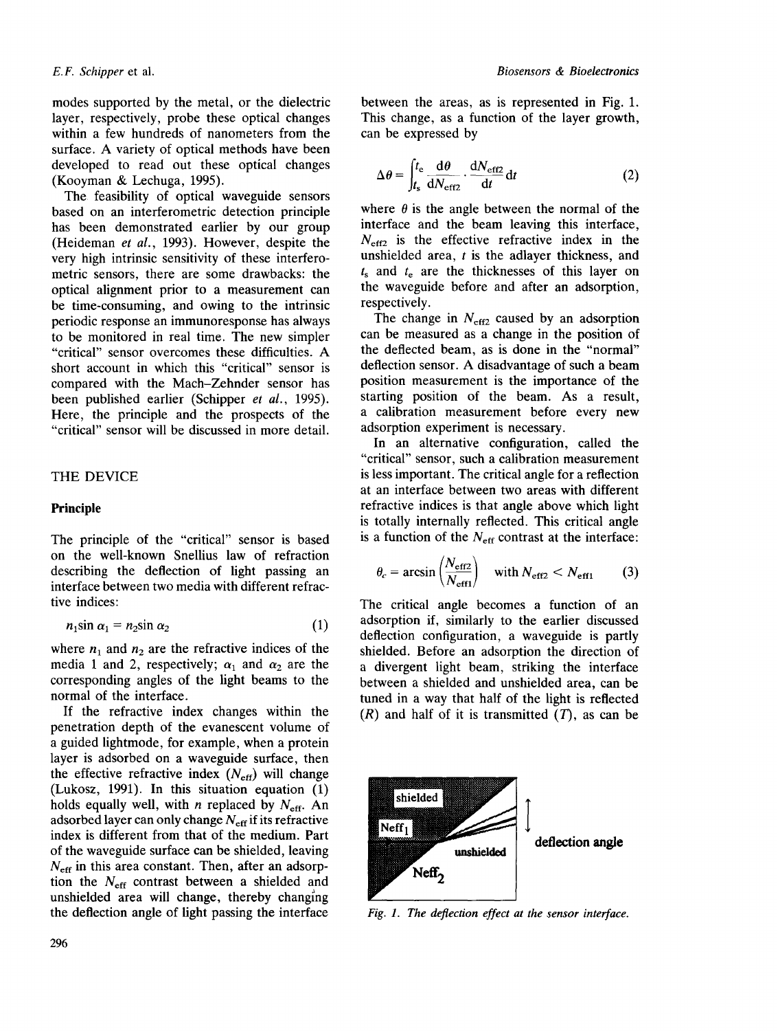modes supported by the metal, or the dielectric layer, respectively, probe these optical changes within a few hundreds of nanometers from the surface. A variety of optical methods have been developed to read out these optical changes (Kooyman & Lechuga, 1995).

The feasibility of optical waveguide sensors based on an interferometric detection principle has been demonstrated earlier by our group (Heideman *et al.*, 1993). However, despite the very high intrinsic sensitivity of these interferometric sensors, there are some drawbacks: the optical alignment prior to a measurement can be time-consuming, and owing to the intrinsic periodic response an immunoresponse has always to be monitored in real time. The new simpler "critical" sensor overcomes these difficulties. A short account in which this "critical" sensor is compared with the Mach–Zehnder sensor has been published earlier (Schipper *et al.*, 1995). Here, the principle and the prospects of the "critical" sensor will be discussed in more detail.

## THE DEVICE

### Principle

The principle of the "critical" sensor is based on the well-known Snellius law of refraction describing the deflection of light passing an interface between two media with different refractive indices:

$$n_1 \sin \alpha_1 = n_2 \sin \alpha_2 \tag{1}$$

where $n_1$ and $n_2$ are the refractive indices of the media 1 and 2, respectively; $\alpha_1$ and $\alpha_2$ are the corresponding angles of the light beams to the normal of the interface.

If the refractive index changes within the penetration depth of the evanescent volume of a guided lightmode, for example, when a protein layer is adsorbed on a waveguide surface, then the effective refractive index ($N_{eff}$) will change (Lukosz, 1991). In this situation equation (1) holds equally well, with $n$ replaced by $N_{eff}$. An adsorbed layer can only change $N_{eff}$ if its refractive index is different from that of the medium. Part of the waveguide surface can be shielded, leaving $N_{eff}$ in this area constant. Then, after an adsorption the $N_{eff}$ contrast between a shielded and unshielded area will change, thereby changing the deflection angle of light passing the interface between the areas, as is represented in Fig. 1. This change, as a function of the layer growth, can be expressed by

$$\Delta\theta = \int_{t_s}^{t_e} \frac{d\theta}{dN_{eff2}} \cdot \frac{dN_{eff2}}{dt} dt \tag{2}$$

where $\theta$ is the angle between the normal of the interface and the beam leaving this interface, $N_{eff2}$ is the effective refractive index in the unshielded area, $t$ is the adlayer thickness, and $t_s$ and $t_e$ are the thicknesses of this layer on the waveguide before and after an adsorption, respectively.

The change in $N_{eff2}$ caused by an adsorption can be measured as a change in the position of the deflected beam, as is done in the "normal" deflection sensor. A disadvantage of such a beam position measurement is the importance of the starting position of the beam. As a result, a calibration measurement before every new adsorption experiment is necessary.

In an alternative configuration, called the "critical" sensor, such a calibration measurement is less important. The critical angle for a reflection at an interface between two areas with different refractive indices is that angle above which light is totally internally reflected. This critical angle is a function of the $N_{eff}$ contrast at the interface:

$$\theta_c = \arcsin\left(\frac{N_{eff2}}{N_{eff1}}\right) \quad \text{with } N_{eff2} < N_{eff1} \tag{3}$$

The critical angle becomes a function of an adsorption if, similarly to the earlier discussed deflection configuration, a waveguide is partly shielded. Before an adsorption the direction of a divergent light beam, striking the interface between a shielded and unshielded area, can be tuned in a way that half of the light is reflected ($R$) and half of it is transmitted ($T$), as can be

*Fig. 1. The deflection effect at the sensor interface.*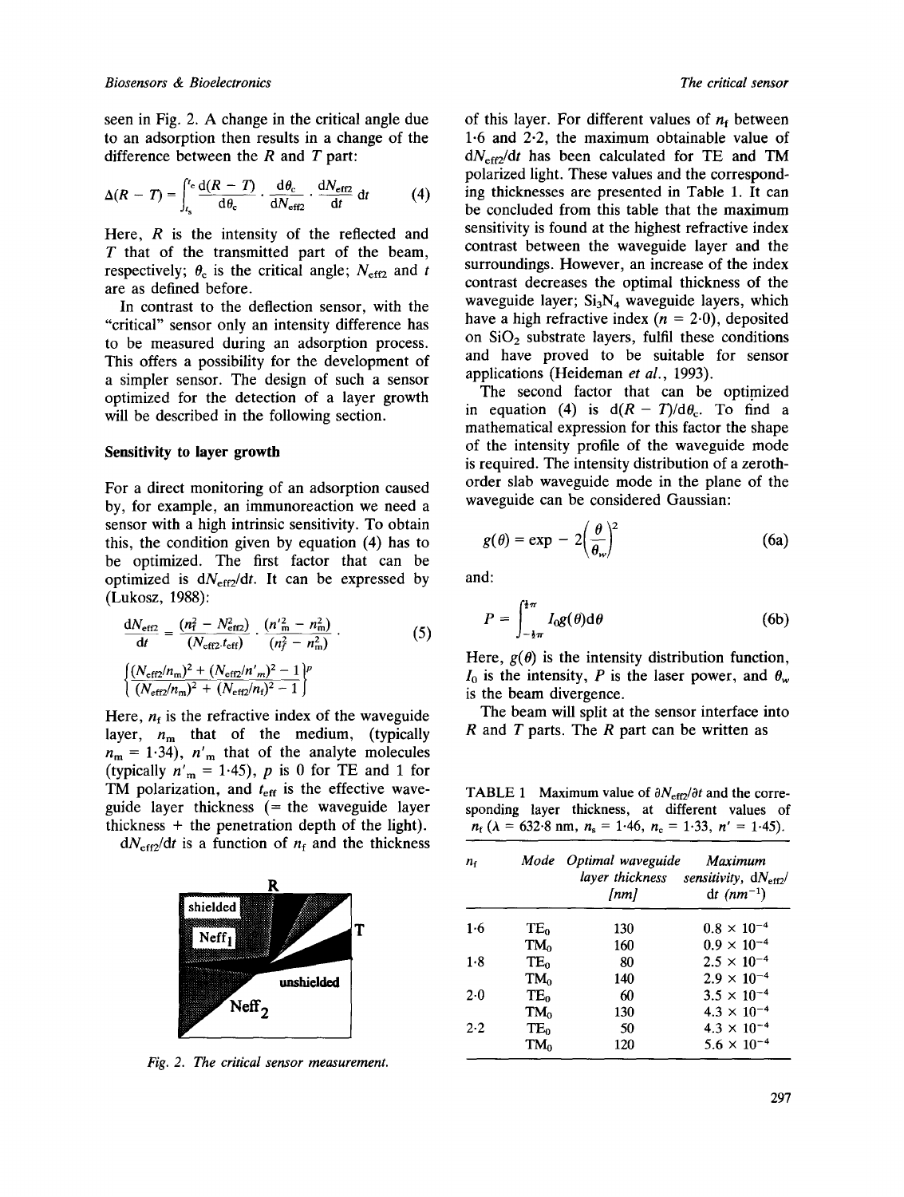seen in Fig. 2. A change in the critical angle due to an adsorption then results in a change of the difference between the $R$ and $T$ part:

$$\Delta(R - T) = \int_{t_s}^{t_c} \frac{d(R-T)}{d\theta_c} \cdot \frac{d\theta_c}{dN_{eff2}} \cdot \frac{dN_{eff2}}{dt}\, dt \tag{4}$$

Here, $R$ is the intensity of the reflected and $T$ that of the transmitted part of the beam, respectively; $\theta_c$ is the critical angle; $N_{eff2}$ and $t$ are as defined before.

In contrast to the deflection sensor, with the "critical" sensor only an intensity difference has to be measured during an adsorption process. This offers a possibility for the development of a simpler sensor. The design of such a sensor optimized for the detection of a layer growth will be described in the following section.

## Sensitivity to layer growth

For a direct monitoring of an adsorption caused by, for example, an immunoreaction we need a sensor with a high intrinsic sensitivity. To obtain this, the condition given by equation (4) has to be optimized. The first factor that can be optimized is $dN_{eff2}/dt$. It can be expressed by (Lukosz, 1988):

$$\frac{dN_{eff2}}{dt} = \frac{(n_f^2 - N_{eff2}^2)}{(N_{eff2} \cdot t_{eff})} \cdot \frac{(n'^2_m - n_m^2)}{(n_f^2 - n_m^2)} \cdot \left\{ \frac{(N_{eff2}/n_m)^2 + (N_{eff2}/n'_m)^2 - 1}{(N_{eff2}/n_m)^2 + (N_{eff2}/n_f)^2 - 1} \right\}^p \tag{5}$$

Here, $n_f$ is the refractive index of the waveguide layer, $n_m$ that of the medium, (typically $n_m = 1{\cdot}34$), $n'_m$ that of the analyte molecules (typically $n'_m = 1{\cdot}45$), $p$ is 0 for TE and 1 for TM polarization, and $t_{eff}$ is the effective waveguide layer thickness (= the waveguide layer thickness + the penetration depth of the light).

$dN_{eff2}/dt$ is a function of $n_f$ and the thickness of this layer. For different values of $n_f$ between 1·6 and 2·2, the maximum obtainable value of $dN_{eff2}/dt$ has been calculated for TE and TM polarized light. These values and the corresponding thicknesses are presented in Table 1. It can be concluded from this table that the maximum sensitivity is found at the highest refractive index contrast between the waveguide layer and the surroundings. However, an increase of the index contrast decreases the optimal thickness of the waveguide layer; $Si_3N_4$ waveguide layers, which have a high refractive index ($n = 2{\cdot}0$), deposited on $SiO_2$ substrate layers, fulfil these conditions and have proved to be suitable for sensor applications (Heideman *et al.*, 1993).

Fig. 2. The critical sensor measurement.

The second factor that can be optimized in equation (4) is $d(R - T)/d\theta_c$. To find a mathematical expression for this factor the shape of the intensity profile of the waveguide mode is required. The intensity distribution of a zeroth-order slab waveguide mode in the plane of the waveguide can be considered Gaussian:

$$g(\theta) = \exp - 2\left(\frac{\theta}{\theta_w}\right)^2 \tag{6a}$$

and:

$$P = \int_{-\frac{1}{2}\pi}^{\frac{1}{2}\pi} I_0 g(\theta) d\theta \tag{6b}$$

Here, $g(\theta)$ is the intensity distribution function, $I_0$ is the intensity, $P$ is the laser power, and $\theta_w$ is the beam divergence.

The beam will split at the sensor interface into $R$ and $T$ parts. The $R$ part can be written as

TABLE 1 Maximum value of $\partial N_{eff2}/\partial t$ and the corresponding layer thickness, at different values of $n_f$ ($\lambda = 632{\cdot}8$ nm, $n_s = 1{\cdot}46$, $n_c = 1{\cdot}33$, $n' = 1{\cdot}45$).

| $n_f$ | Mode | Optimal waveguide layer thickness [nm] | Maximum sensitivity, $dN_{eff2}/dt$ ($nm^{-1}$) |
|---|---|---|---|
| 1·6 | $TE_0$ | 130 | $0.8 \times 10^{-4}$ |
| | $TM_0$ | 160 | $0.9 \times 10^{-4}$ |
| 1·8 | $TE_0$ | 80 | $2.5 \times 10^{-4}$ |
| | $TM_0$ | 140 | $2.9 \times 10^{-4}$ |
| 2·0 | $TE_0$ | 60 | $3.5 \times 10^{-4}$ |
| | $TM_0$ | 130 | $4.3 \times 10^{-4}$ |
| 2·2 | $TE_0$ | 50 | $4.3 \times 10^{-4}$ |
| | $TM_0$ | 120 | $5.6 \times 10^{-4}$ |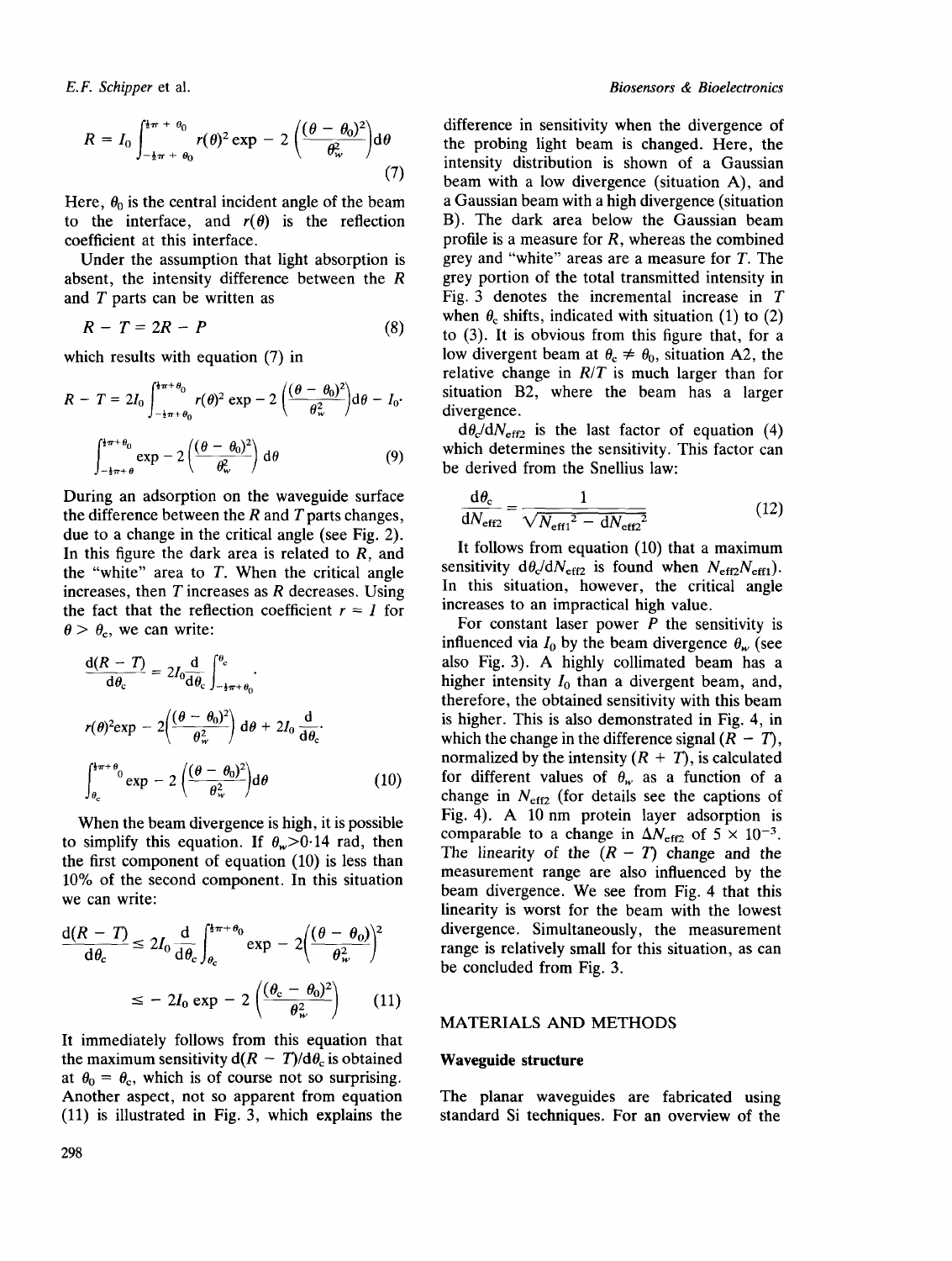$$R = I_0 \int_{-\frac{1}{2}\pi + \theta_0}^{\frac{1}{2}\pi + \theta_0} r(\theta)^2 \exp - 2\left(\frac{(\theta - \theta_0)^2}{\theta_w^2}\right) d\theta \tag{7}$$

Here, $\theta_0$ is the central incident angle of the beam to the interface, and $r(\theta)$ is the reflection coefficient at this interface.

Under the assumption that light absorption is absent, the intensity difference between the $R$ and $T$ parts can be written as

$$R - T = 2R - P \tag{8}$$

which results with equation (7) in

$$R - T = 2I_0 \int_{-\frac{1}{2}\pi + \theta_0}^{\frac{1}{2}\pi + \theta_0} r(\theta)^2 \exp - 2\left(\frac{(\theta - \theta_0)^2}{\theta_w^2}\right) d\theta - I_0 \cdot \int_{-\frac{1}{2}\pi + \theta}^{\frac{1}{2}\pi + \theta_0} \exp - 2\left(\frac{(\theta - \theta_0)^2}{\theta_w^2}\right) d\theta \tag{9}$$

During an adsorption on the waveguide surface the difference between the $R$ and $T$ parts changes, due to a change in the critical angle (see Fig. 2). In this figure the dark area is related to $R$, and the "white" area to $T$. When the critical angle increases, then $T$ increases as $R$ decreases. Using the fact that the reflection coefficient $r = 1$ for $\theta > \theta_c$, we can write:

$$\frac{d(R - T)}{d\theta_c} = 2I_0 \frac{d}{d\theta_c} \int_{-\frac{1}{2}\pi + \theta_0}^{\theta_c} r(\theta)^2 \exp - 2\left(\frac{(\theta - \theta_0)^2}{\theta_w^2}\right) d\theta + 2I_0 \frac{d}{d\theta_c} \cdot \int_{\theta_c}^{\frac{1}{2}\pi + \theta_0} \exp - 2\left(\frac{(\theta - \theta_0)^2}{\theta_w^2}\right) d\theta \tag{10}$$

When the beam divergence is high, it is possible to simplify this equation. If $\theta_w > 0{\cdot}14$ rad, then the first component of equation (10) is less than 10% of the second component. In this situation we can write:

$$\frac{d(R - T)}{d\theta_c} \leq 2I_0 \frac{d}{d\theta_c} \int_{\theta_c}^{\frac{1}{2}\pi + \theta_0} \exp - 2\left(\frac{(\theta - \theta_0)}{\theta_w^2}\right)^2 \leq - 2I_0 \exp - 2\left(\frac{(\theta_c - \theta_0)^2}{\theta_w^2}\right) \tag{11}$$

It immediately follows from this equation that the maximum sensitivity $d(R - T)/d\theta_c$ is obtained at $\theta_0 = \theta_c$, which is of course not so surprising. Another aspect, not so apparent from equation (11) is illustrated in Fig. 3, which explains the difference in sensitivity when the divergence of the probing light beam is changed. Here, the intensity distribution is shown of a Gaussian beam with a low divergence (situation A), and a Gaussian beam with a high divergence (situation B). The dark area below the Gaussian beam profile is a measure for $R$, whereas the combined grey and "white" areas are a measure for $T$. The grey portion of the total transmitted intensity in Fig. 3 denotes the incremental increase in $T$ when $\theta_c$ shifts, indicated with situation (1) to (2) to (3). It is obvious from this figure that, for a low divergent beam at $\theta_c \neq \theta_0$, situation A2, the relative change in $R/T$ is much larger than for situation B2, where the beam has a larger divergence.

$d\theta_c/dN_{eff2}$ is the last factor of equation (4) which determines the sensitivity. This factor can be derived from the Snellius law:

$$\frac{d\theta_c}{dN_{eff2}} = \frac{1}{\sqrt{N_{eff1}^2 - dN_{eff2}^2}} \tag{12}$$

It follows from equation (10) that a maximum sensitivity $d\theta_c/dN_{eff2}$ is found when $N_{eff2}N_{eff1}$). In this situation, however, the critical angle increases to an impractical high value.

For constant laser power $P$ the sensitivity is influenced via $I_0$ by the beam divergence $\theta_w$ (see also Fig. 3). A highly collimated beam has a higher intensity $I_0$ than a divergent beam, and, therefore, the obtained sensitivity with this beam is higher. This is also demonstrated in Fig. 4, in which the change in the difference signal $(R - T)$, normalized by the intensity $(R + T)$, is calculated for different values of $\theta_w$ as a function of a change in $N_{eff2}$ (for details see the captions of Fig. 4). A 10 nm protein layer adsorption is comparable to a change in $\Delta N_{eff2}$ of $5 \times 10^{-3}$. The linearity of the $(R - T)$ change and the measurement range are also influenced by the beam divergence. We see from Fig. 4 that this linearity is worst for the beam with the lowest divergence. Simultaneously, the measurement range is relatively small for this situation, as can be concluded from Fig. 3.

## MATERIALS AND METHODS

### Waveguide structure

The planar waveguides are fabricated using standard Si techniques. For an overview of the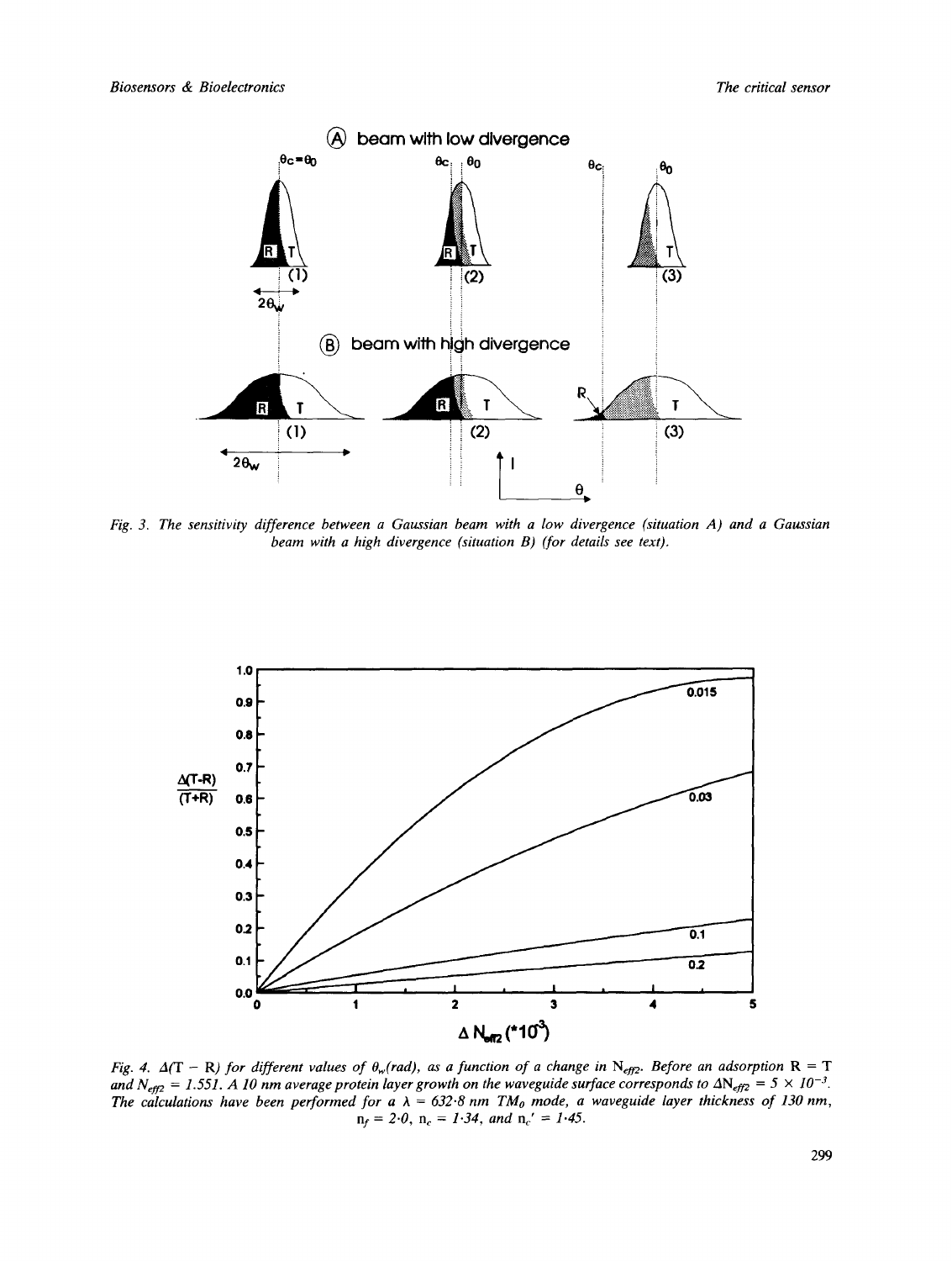Fig. 3. The sensitivity difference between a Gaussian beam with a low divergence (situation A) and a Gaussian beam with a high divergence (situation B) (for details see text).

Fig. 4. $\Delta(T - R)$ for different values of $\theta_w$(rad), as a function of a change in $N_{eff2}$. Before an adsorption $R = T$ and $N_{eff2} = 1.551$. A 10 nm average protein layer growth on the waveguide surface corresponds to $\Delta N_{eff2} = 5 \times 10^{-3}$. The calculations have been performed for a $\lambda = 632{\cdot}8$ nm $TM_0$ mode, a waveguide layer thickness of 130 nm, $n_f = 2{\cdot}0$, $n_c = 1{\cdot}34$, and $n_c' = 1{\cdot}45$.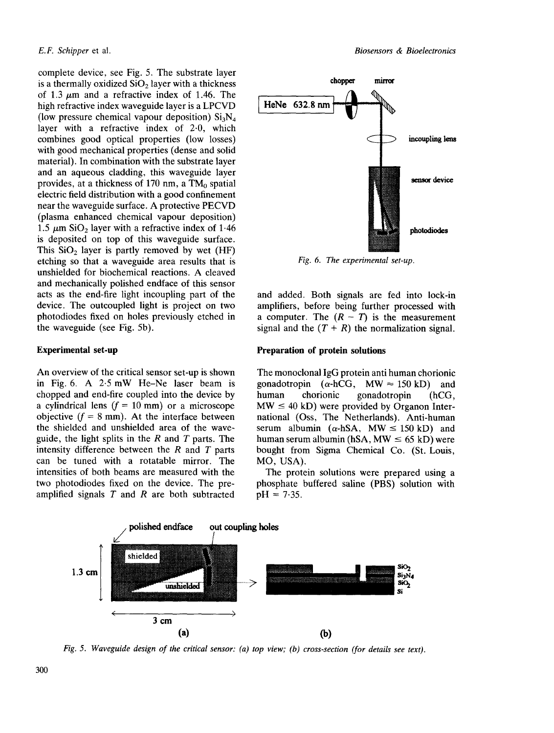complete device, see Fig. 5. The substrate layer is a thermally oxidized $SiO_2$ layer with a thickness of 1.3 $\mu$m and a refractive index of 1.46. The high refractive index waveguide layer is a LPCVD (low pressure chemical vapour deposition) $Si_3N_4$ layer with a refractive index of 2·0, which combines good optical properties (low losses) with good mechanical properties (dense and solid material). In combination with the substrate layer and an aqueous cladding, this waveguide layer provides, at a thickness of 170 nm, a $TM_0$ spatial electric field distribution with a good confinement near the waveguide surface. A protective PECVD (plasma enhanced chemical vapour deposition) 1.5 $\mu$m $SiO_2$ layer with a refractive index of 1·46 is deposited on top of this waveguide surface. This $SiO_2$ layer is partly removed by wet (HF) etching so that a waveguide area results that is unshielded for biochemical reactions. A cleaved and mechanically polished endface of this sensor acts as the end-fire light incoupling part of the device. The outcoupled light is project on two photodiodes fixed on holes previously etched in the waveguide (see Fig. 5b).

### Experimental set-up

An overview of the critical sensor set-up is shown in Fig. 6. A 2·5 mW He–Ne laser beam is chopped and end-fire coupled into the device by a cylindrical lens ($f$ = 10 mm) or a microscope objective ($f$ = 8 mm). At the interface between the shielded and unshielded area of the waveguide, the light splits in the $R$ and $T$ parts. The intensity difference between the $R$ and $T$ parts can be tuned with a rotatable mirror. The intensities of both beams are measured with the two photodiodes fixed on the device. The preamplified signals $T$ and $R$ are both subtracted and added. Both signals are fed into lock-in amplifiers, before being further processed with a computer. The $(R - T)$ is the measurement signal and the $(T + R)$ the normalization signal.

*Fig. 6. The experimental set-up.*

### Preparation of protein solutions

The monoclonal IgG protein anti human chorionic gonadotropin ($\alpha$-hCG, MW ≈ 150 kD) and human chorionic gonadotropin (hCG, MW ≤ 40 kD) were provided by Organon International (Oss, The Netherlands). Anti-human serum albumin ($\alpha$-hSA, MW ≤ 150 kD) and human serum albumin (hSA, MW ≤ 65 kD) were bought from Sigma Chemical Co. (St. Louis, MO, USA).

The protein solutions were prepared using a phosphate buffered saline (PBS) solution with pH = 7·35.

*Fig. 5. Waveguide design of the critical sensor: (a) top view; (b) cross-section (for details see text).*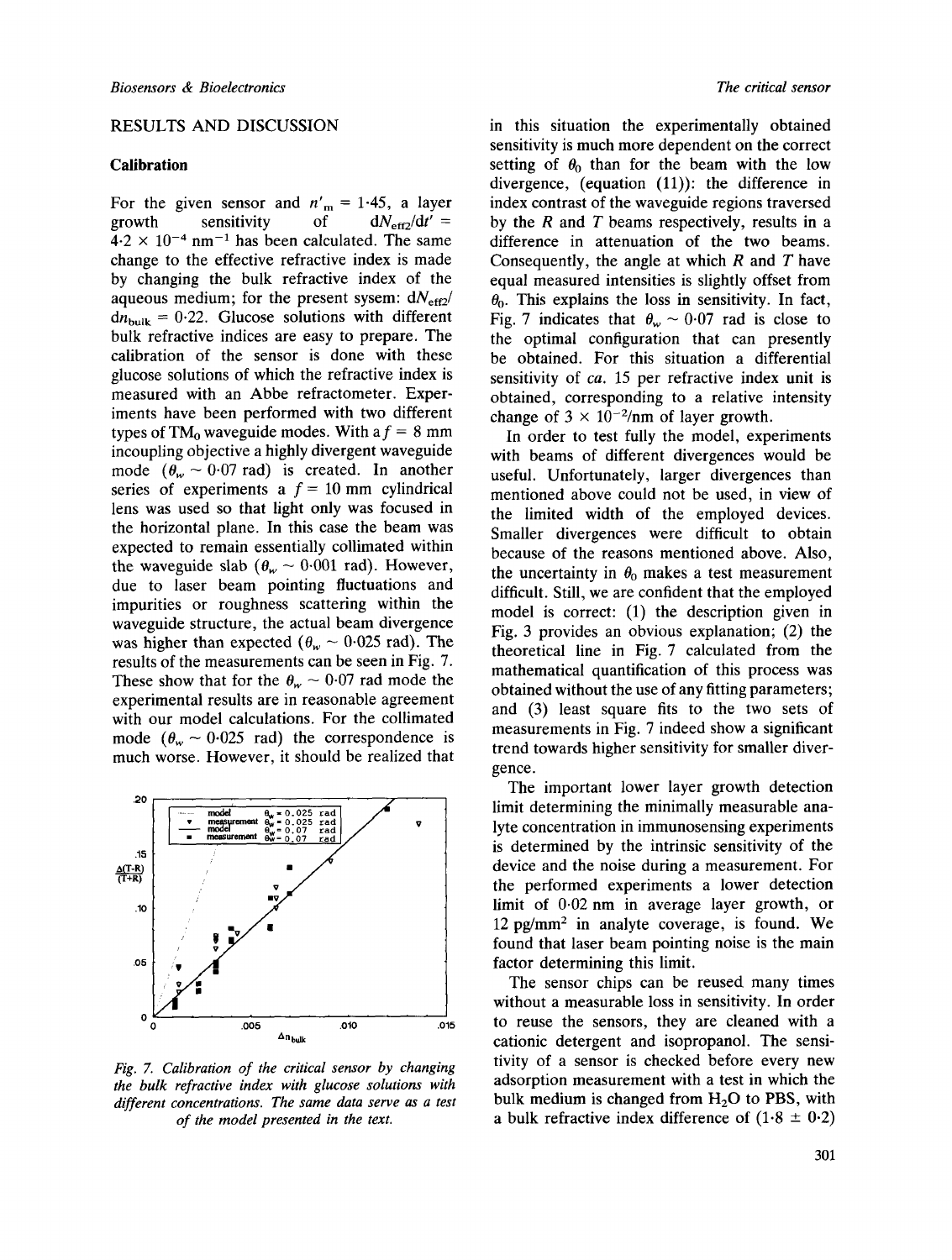## RESULTS AND DISCUSSION

### Calibration

For the given sensor and $n'_m = 1{\cdot}45$, a layer growth sensitivity of $dN_{eff2}/dt' = 4{\cdot}2 \times 10^{-4}$ nm$^{-1}$ has been calculated. The same change to the effective refractive index is made by changing the bulk refractive index of the aqueous medium; for the present sysem: $dN_{eff2}/dn_{bulk} = 0{\cdot}22$. Glucose solutions with different bulk refractive indices are easy to prepare. The calibration of the sensor is done with these glucose solutions of which the refractive index is measured with an Abbe refractometer. Experiments have been performed with two different types of $TM_0$ waveguide modes. With a $f = 8$ mm incoupling objective a highly divergent waveguide mode ($\theta_w \sim 0{\cdot}07$ rad) is created. In another series of experiments a $f = 10$ mm cylindrical lens was used so that light only was focused in the horizontal plane. In this case the beam was expected to remain essentially collimated within the waveguide slab ($\theta_w \sim 0{\cdot}001$ rad). However, due to laser beam pointing fluctuations and impurities or roughness scattering within the waveguide structure, the actual beam divergence was higher than expected ($\theta_w \sim 0{\cdot}025$ rad). The results of the measurements can be seen in Fig. 7. These show that for the $\theta_w \sim 0{\cdot}07$ rad mode the experimental results are in reasonable agreement with our model calculations. For the collimated mode ($\theta_w \sim 0{\cdot}025$ rad) the correspondence is much worse. However, it should be realized that in this situation the experimentally obtained sensitivity is much more dependent on the correct setting of $\theta_0$ than for the beam with the low divergence, (equation (11)): the difference in index contrast of the waveguide regions traversed by the $R$ and $T$ beams respectively, results in a difference in attenuation of the two beams. Consequently, the angle at which $R$ and $T$ have equal measured intensities is slightly offset from $\theta_0$. This explains the loss in sensitivity. In fact, Fig. 7 indicates that $\theta_w \sim 0{\cdot}07$ rad is close to the optimal configuration that can presently be obtained. For this situation a differential sensitivity of *ca.* 15 per refractive index unit is obtained, corresponding to a relative intensity change of $3 \times 10^{-2}$/nm of layer growth.

Fig. 7. Calibration of the critical sensor by changing the bulk refractive index with glucose solutions with different concentrations. The same data serve as a test of the model presented in the text.

In order to test fully the model, experiments with beams of different divergences would be useful. Unfortunately, larger divergences than mentioned above could not be used, in view of the limited width of the employed devices. Smaller divergences were difficult to obtain because of the reasons mentioned above. Also, the uncertainty in $\theta_0$ makes a test measurement difficult. Still, we are confident that the employed model is correct: (1) the description given in Fig. 3 provides an obvious explanation; (2) the theoretical line in Fig. 7 calculated from the mathematical quantification of this process was obtained without the use of any fitting parameters; and (3) least square fits to the two sets of measurements in Fig. 7 indeed show a significant trend towards higher sensitivity for smaller divergence.

The important lower layer growth detection limit determining the minimally measurable analyte concentration in immunosensing experiments is determined by the intrinsic sensitivity of the device and the noise during a measurement. For the performed experiments a lower detection limit of 0·02 nm in average layer growth, or 12 pg/mm$^2$ in analyte coverage, is found. We found that laser beam pointing noise is the main factor determining this limit.

The sensor chips can be reused many times without a measurable loss in sensitivity. In order to reuse the sensors, they are cleaned with a cationic detergent and isopropanol. The sensitivity of a sensor is checked before every new adsorption measurement with a test in which the bulk medium is changed from $H_2O$ to PBS, with a bulk refractive index difference of (1·8 ± 0·2)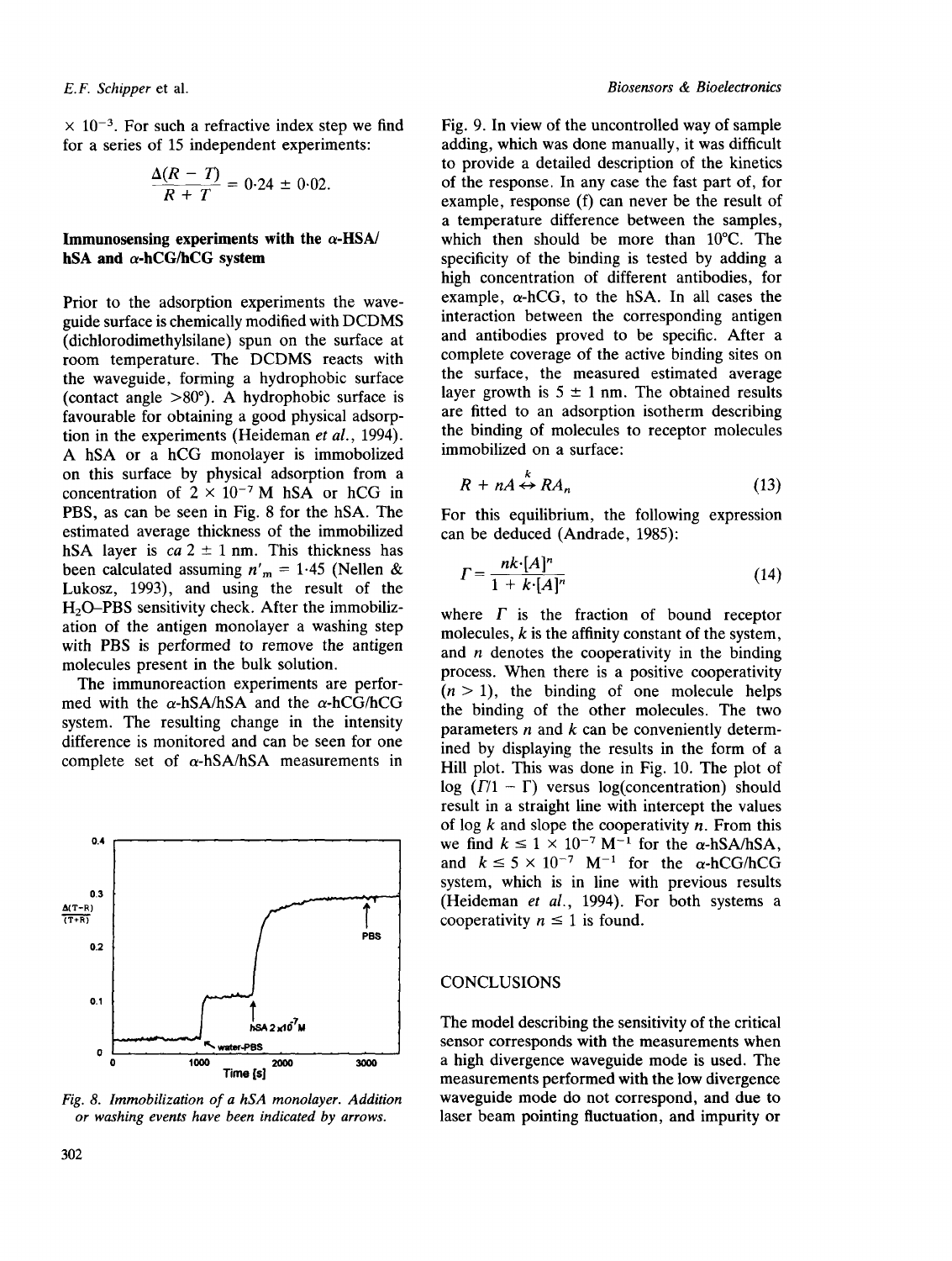$\times 10^{-3}$. For such a refractive index step we find for a series of 15 independent experiments:

$$\frac{\Delta(R - T)}{R + T} = 0{\cdot}24 \pm 0{\cdot}02.$$

**Immunosensing experiments with the α-HSA/hSA and α-hCG/hCG system**

Prior to the adsorption experiments the waveguide surface is chemically modified with DCDMS (dichlorodimethylsilane) spun on the surface at room temperature. The DCDMS reacts with the waveguide, forming a hydrophobic surface (contact angle >80°). A hydrophobic surface is favourable for obtaining a good physical adsorption in the experiments (Heideman *et al.*, 1994). A hSA or a hCG monolayer is immobolized on this surface by physical adsorption from a concentration of $2 \times 10^{-7}$ M hSA or hCG in PBS, as can be seen in Fig. 8 for the hSA. The estimated average thickness of the immobilized hSA layer is *ca* 2 ± 1 nm. This thickness has been calculated assuming $n'_m = 1{\cdot}45$ (Nellen & Lukosz, 1993), and using the result of the $H_2O$–PBS sensitivity check. After the immobilization of the antigen monolayer a washing step with PBS is performed to remove the antigen molecules present in the bulk solution.

The immunoreaction experiments are performed with the α-hSA/hSA and the α-hCG/hCG system. The resulting change in the intensity difference is monitored and can be seen for one complete set of α-hSA/hSA measurements in

*Fig. 8. Immobilization of a hSA monolayer. Addition or washing events have been indicated by arrows.*

Fig. 9. In view of the uncontrolled way of sample adding, which was done manually, it was difficult to provide a detailed description of the kinetics of the response. In any case the fast part of, for example, response (f) can never be the result of a temperature difference between the samples, which then should be more than 10°C. The specificity of the binding is tested by adding a high concentration of different antibodies, for example, α-hCG, to the hSA. In all cases the interaction between the corresponding antigen and antibodies proved to be specific. After a complete coverage of the active binding sites on the surface, the measured estimated average layer growth is 5 ± 1 nm. The obtained results are fitted to an adsorption isotherm describing the binding of molecules to receptor molecules immobilized on a surface:

$$R + nA \overset{k}{\leftrightarrow} RA_n \tag{13}$$

For this equilibrium, the following expression can be deduced (Andrade, 1985):

$$\Gamma = \frac{nk \cdot [A]^n}{1 + k \cdot [A]^n} \tag{14}$$

where $\Gamma$ is the fraction of bound receptor molecules, $k$ is the affinity constant of the system, and $n$ denotes the cooperativity in the binding process. When there is a positive cooperativity ($n > 1$), the binding of one molecule helps the binding of the other molecules. The two parameters $n$ and $k$ can be conveniently determined by displaying the results in the form of a Hill plot. This was done in Fig. 10. The plot of $\log(\Gamma/1 - \Gamma)$ versus log(concentration) should result in a straight line with intercept the values of $\log k$ and slope the cooperativity $n$. From this we find $k \leq 1 \times 10^{-7}$ M$^{-1}$ for the α-hSA/hSA, and $k \leq 5 \times 10^{-7}$ M$^{-1}$ for the α-hCG/hCG system, which is in line with previous results (Heideman *et al.*, 1994). For both systems a cooperativity $n \leq 1$ is found.

## CONCLUSIONS

The model describing the sensitivity of the critical sensor corresponds with the measurements when a high divergence waveguide mode is used. The measurements performed with the low divergence waveguide mode do not correspond, and due to laser beam pointing fluctuation, and impurity or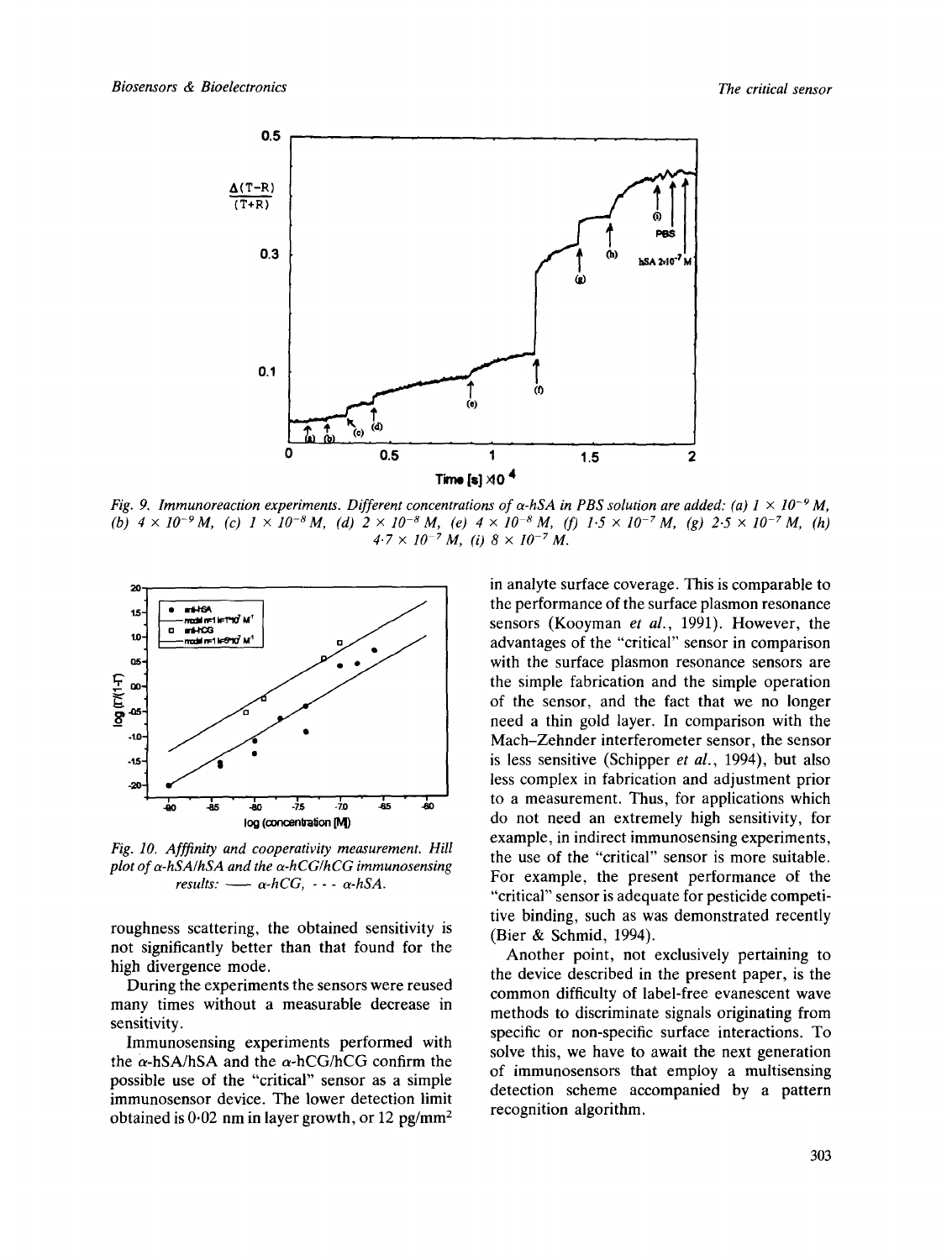*Fig. 9. Immunoreaction experiments. Different concentrations of α-hSA in PBS solution are added: (a) $1 \times 10^{-9}$ M, (b) $4 \times 10^{-9}$ M, (c) $1 \times 10^{-8}$ M, (d) $2 \times 10^{-8}$ M, (e) $4 \times 10^{-8}$ M, (f) $1{\cdot}5 \times 10^{-7}$ M, (g) $2{\cdot}5 \times 10^{-7}$ M, (h) $4{\cdot}7 \times 10^{-7}$ M, (i) $8 \times 10^{-7}$ M.*

*Fig. 10. Afffinity and cooperativity measurement. Hill plot of α-hSA/hSA and the α-hCG/hCG immunosensing results: —— α-hCG, - - - α-hSA.*

roughness scattering, the obtained sensitivity is not significantly better than that found for the high divergence mode.

During the experiments the sensors were reused many times without a measurable decrease in sensitivity.

Immunosensing experiments performed with the α-hSA/hSA and the α-hCG/hCG confirm the possible use of the "critical" sensor as a simple immunosensor device. The lower detection limit obtained is 0·02 nm in layer growth, or 12 pg/mm$^2$ in analyte surface coverage. This is comparable to the performance of the surface plasmon resonance sensors (Kooyman *et al.*, 1991). However, the advantages of the "critical" sensor in comparison with the surface plasmon resonance sensors are the simple fabrication and the simple operation of the sensor, and the fact that we no longer need a thin gold layer. In comparison with the Mach–Zehnder interferometer sensor, the sensor is less sensitive (Schipper *et al.*, 1994), but also less complex in fabrication and adjustment prior to a measurement. Thus, for applications which do not need an extremely high sensitivity, for example, in indirect immunosensing experiments, the use of the "critical" sensor is more suitable. For example, the present performance of the "critical" sensor is adequate for pesticide competitive binding, such as was demonstrated recently (Bier & Schmid, 1994).

Another point, not exclusively pertaining to the device described in the present paper, is the common difficulty of label-free evanescent wave methods to discriminate signals originating from specific or non-specific surface interactions. To solve this, we have to await the next generation of immunosensors that employ a multisensing detection scheme accompanied by a pattern recognition algorithm.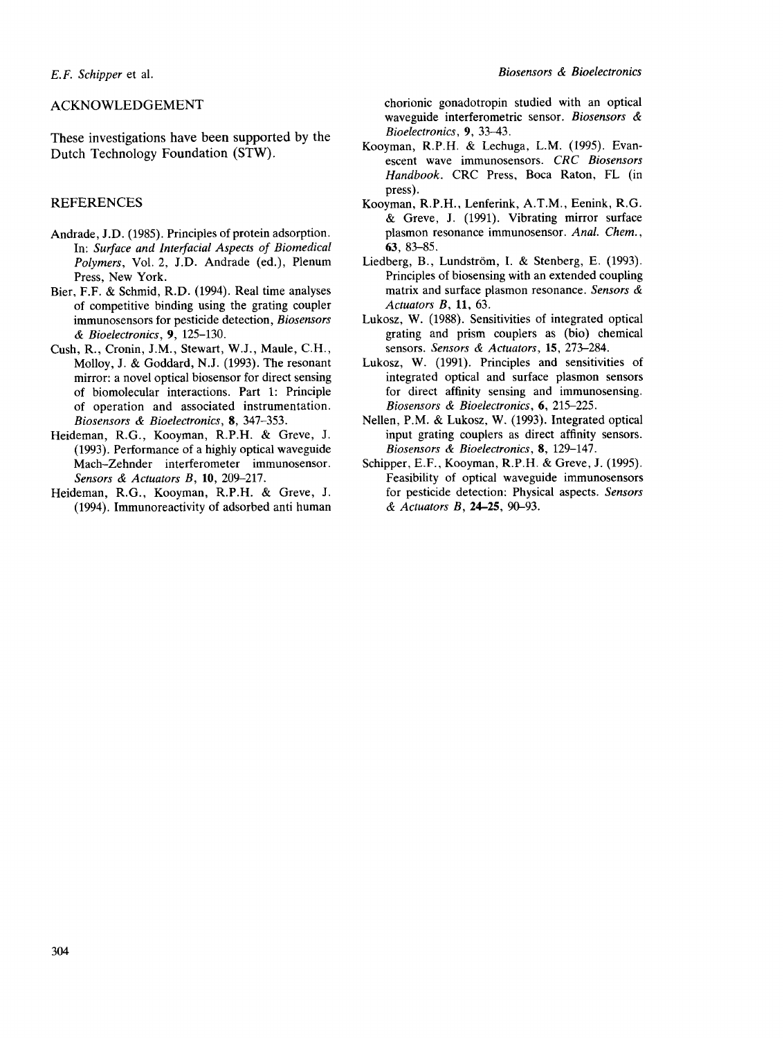## ACKNOWLEDGEMENT

These investigations have been supported by the Dutch Technology Foundation (STW).

## REFERENCES

Andrade, J.D. (1985). Principles of protein adsorption. In: *Surface and Interfacial Aspects of Biomedical Polymers*, Vol. 2, J.D. Andrade (ed.), Plenum Press, New York.

Bier, F.F. & Schmid, R.D. (1994). Real time analyses of competitive binding using the grating coupler immunosensors for pesticide detection, *Biosensors & Bioelectronics*, **9**, 125–130.

Cush, R., Cronin, J.M., Stewart, W.J., Maule, C.H., Molloy, J. & Goddard, N.J. (1993). The resonant mirror: a novel optical biosensor for direct sensing of biomolecular interactions. Part 1: Principle of operation and associated instrumentation. *Biosensors & Bioelectronics*, **8**, 347–353.

Heideman, R.G., Kooyman, R.P.H. & Greve, J. (1993). Performance of a highly optical waveguide Mach–Zehnder interferometer immunosensor. *Sensors & Actuators B*, **10**, 209–217.

Heideman, R.G., Kooyman, R.P.H. & Greve, J. (1994). Immunoreactivity of adsorbed anti human chorionic gonadotropin studied with an optical waveguide interferometric sensor. *Biosensors & Bioelectronics*, **9**, 33–43.

Kooyman, R.P.H. & Lechuga, L.M. (1995). Evanescent wave immunosensors. *CRC Biosensors Handbook*. CRC Press, Boca Raton, FL (in press).

Kooyman, R.P.H., Lenferink, A.T.M., Eenink, R.G. & Greve, J. (1991). Vibrating mirror surface plasmon resonance immunosensor. *Anal. Chem.*, **63**, 83–85.

Liedberg, B., Lundström, I. & Stenberg, E. (1993). Principles of biosensing with an extended coupling matrix and surface plasmon resonance. *Sensors & Actuators B*, **11**, 63.

Lukosz, W. (1988). Sensitivities of integrated optical grating and prism couplers as (bio) chemical sensors. *Sensors & Actuators*, **15**, 273–284.

Lukosz, W. (1991). Principles and sensitivities of integrated optical and surface plasmon sensors for direct affinity sensing and immunosensing. *Biosensors & Bioelectronics*, **6**, 215–225.

Nellen, P.M. & Lukosz, W. (1993). Integrated optical input grating couplers as direct affinity sensors. *Biosensors & Bioelectronics*, **8**, 129–147.

Schipper, E.F., Kooyman, R.P.H. & Greve, J. (1995). Feasibility of optical waveguide immunosensors for pesticide detection: Physical aspects. *Sensors & Actuators B*, **24–25**, 90–93.